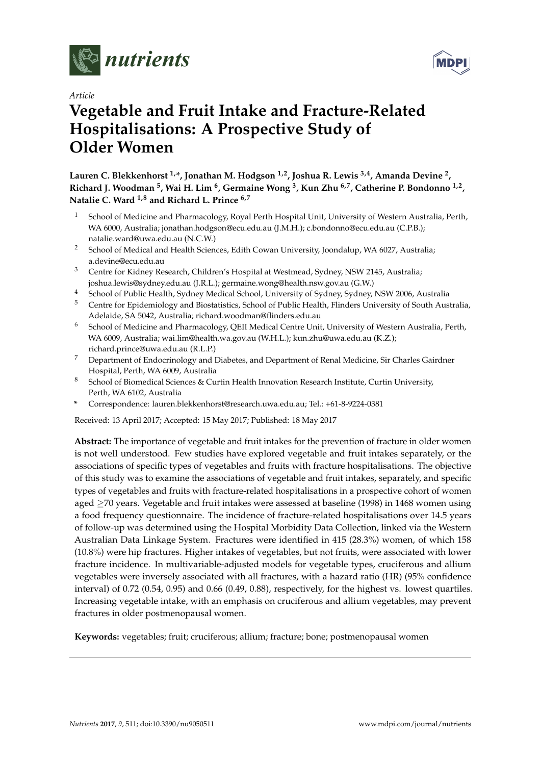*Article*

# Vegetable and Fruit Intake and Fracture-Related Hospitalisations: A Prospective Study of Older Women

**Lauren C. Blekkenhorst [1,*], Jonathan M. Hodgson [1,2], Joshua R. Lewis [3,4], Amanda Devine [2], Richard J. Woodman [5], Wai H. Lim [6], Germaine Wong [3], Kun Zhu [6,7], Catherine P. Bondonno [1,2], Natalie C. Ward [1,8] and Richard L. Prince [6,7]**

1. School of Medicine and Pharmacology, Royal Perth Hospital Unit, University of Western Australia, Perth, WA 6000, Australia; jonathan.hodgson@ecu.edu.au (J.M.H.); c.bondonno@ecu.edu.au (C.P.B.); natalie.ward@uwa.edu.au (N.C.W.)
2. School of Medical and Health Sciences, Edith Cowan University, Joondalup, WA 6027, Australia; a.devine@ecu.edu.au
3. Centre for Kidney Research, Children's Hospital at Westmead, Sydney, NSW 2145, Australia; joshua.lewis@sydney.edu.au (J.R.L.); germaine.wong@health.nsw.gov.au (G.W.)
4. School of Public Health, Sydney Medical School, University of Sydney, Sydney, NSW 2006, Australia
5. Centre for Epidemiology and Biostatistics, School of Public Health, Flinders University of South Australia, Adelaide, SA 5042, Australia; richard.woodman@flinders.edu.au
6. School of Medicine and Pharmacology, QEII Medical Centre Unit, University of Western Australia, Perth, WA 6009, Australia; wai.lim@health.wa.gov.au (W.H.L.); kun.zhu@uwa.edu.au (K.Z.); richard.prince@uwa.edu.au (R.L.P.)
7. Department of Endocrinology and Diabetes, and Department of Renal Medicine, Sir Charles Gairdner Hospital, Perth, WA 6009, Australia
8. School of Biomedical Sciences & Curtin Health Innovation Research Institute, Curtin University, Perth, WA 6102, Australia

\* Correspondence: lauren.blekkenhorst@research.uwa.edu.au; Tel.: +61-8-9224-0381

Received: 13 April 2017; Accepted: 15 May 2017; Published: 18 May 2017

**Abstract:** The importance of vegetable and fruit intakes for the prevention of fracture in older women is not well understood. Few studies have explored vegetable and fruit intakes separately, or the associations of specific types of vegetables and fruits with fracture hospitalisations. The objective of this study was to examine the associations of vegetable and fruit intakes, separately, and specific types of vegetables and fruits with fracture-related hospitalisations in a prospective cohort of women aged ≥70 years. Vegetable and fruit intakes were assessed at baseline (1998) in 1468 women using a food frequency questionnaire. The incidence of fracture-related hospitalisations over 14.5 years of follow-up was determined using the Hospital Morbidity Data Collection, linked via the Western Australian Data Linkage System. Fractures were identified in 415 (28.3%) women, of which 158 (10.8%) were hip fractures. Higher intakes of vegetables, but not fruits, were associated with lower fracture incidence. In multivariable-adjusted models for vegetable types, cruciferous and allium vegetables were inversely associated with all fractures, with a hazard ratio (HR) (95% confidence interval) of 0.72 (0.54, 0.95) and 0.66 (0.49, 0.88), respectively, for the highest vs. lowest quartiles. Increasing vegetable intake, with an emphasis on cruciferous and allium vegetables, may prevent fractures in older postmenopausal women.

**Keywords:** vegetables; fruit; cruciferous; allium; fracture; bone; postmenopausal women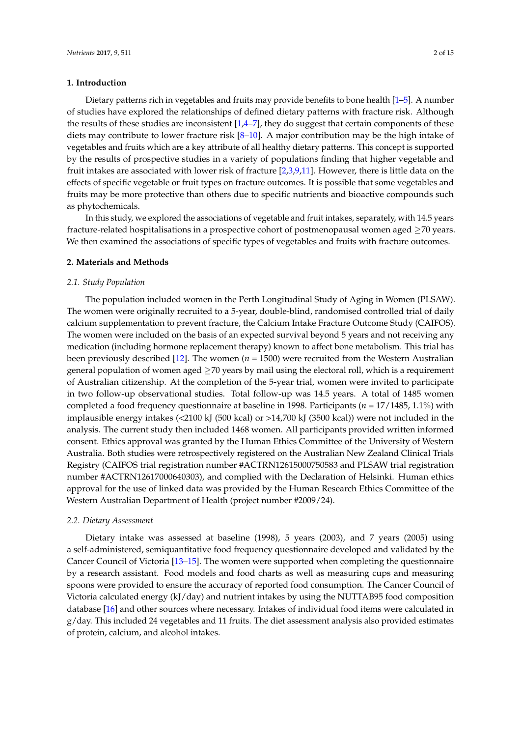## 1. Introduction

Dietary patterns rich in vegetables and fruits may provide benefits to bone health [1–5]. A number of studies have explored the relationships of defined dietary patterns with fracture risk. Although the results of these studies are inconsistent [1,4–7], they do suggest that certain components of these diets may contribute to lower fracture risk [8–10]. A major contribution may be the high intake of vegetables and fruits which are a key attribute of all healthy dietary patterns. This concept is supported by the results of prospective studies in a variety of populations finding that higher vegetable and fruit intakes are associated with lower risk of fracture [2,3,9,11]. However, there is little data on the effects of specific vegetable or fruit types on fracture outcomes. It is possible that some vegetables and fruits may be more protective than others due to specific nutrients and bioactive compounds such as phytochemicals.

In this study, we explored the associations of vegetable and fruit intakes, separately, with 14.5 years fracture-related hospitalisations in a prospective cohort of postmenopausal women aged ≥70 years. We then examined the associations of specific types of vegetables and fruits with fracture outcomes.

## 2. Materials and Methods

### 2.1. Study Population

The population included women in the Perth Longitudinal Study of Aging in Women (PLSAW). The women were originally recruited to a 5-year, double-blind, randomised controlled trial of daily calcium supplementation to prevent fracture, the Calcium Intake Fracture Outcome Study (CAIFOS). The women were included on the basis of an expected survival beyond 5 years and not receiving any medication (including hormone replacement therapy) known to affect bone metabolism. This trial has been previously described [12]. The women ($n$ = 1500) were recruited from the Western Australian general population of women aged ≥70 years by mail using the electoral roll, which is a requirement of Australian citizenship. At the completion of the 5-year trial, women were invited to participate in two follow-up observational studies. Total follow-up was 14.5 years. A total of 1485 women completed a food frequency questionnaire at baseline in 1998. Participants ($n$ = 17/1485, 1.1%) with implausible energy intakes (<2100 kJ (500 kcal) or >14,700 kJ (3500 kcal)) were not included in the analysis. The current study then included 1468 women. All participants provided written informed consent. Ethics approval was granted by the Human Ethics Committee of the University of Western Australia. Both studies were retrospectively registered on the Australian New Zealand Clinical Trials Registry (CAIFOS trial registration number #ACTRN12615000750583 and PLSAW trial registration number #ACTRN12617000640303), and complied with the Declaration of Helsinki. Human ethics approval for the use of linked data was provided by the Human Research Ethics Committee of the Western Australian Department of Health (project number #2009/24).

### 2.2. Dietary Assessment

Dietary intake was assessed at baseline (1998), 5 years (2003), and 7 years (2005) using a self-administered, semiquantitative food frequency questionnaire developed and validated by the Cancer Council of Victoria [13–15]. The women were supported when completing the questionnaire by a research assistant. Food models and food charts as well as measuring cups and measuring spoons were provided to ensure the accuracy of reported food consumption. The Cancer Council of Victoria calculated energy (kJ/day) and nutrient intakes by using the NUTTAB95 food composition database [16] and other sources where necessary. Intakes of individual food items were calculated in g/day. This included 24 vegetables and 11 fruits. The diet assessment analysis also provided estimates of protein, calcium, and alcohol intakes.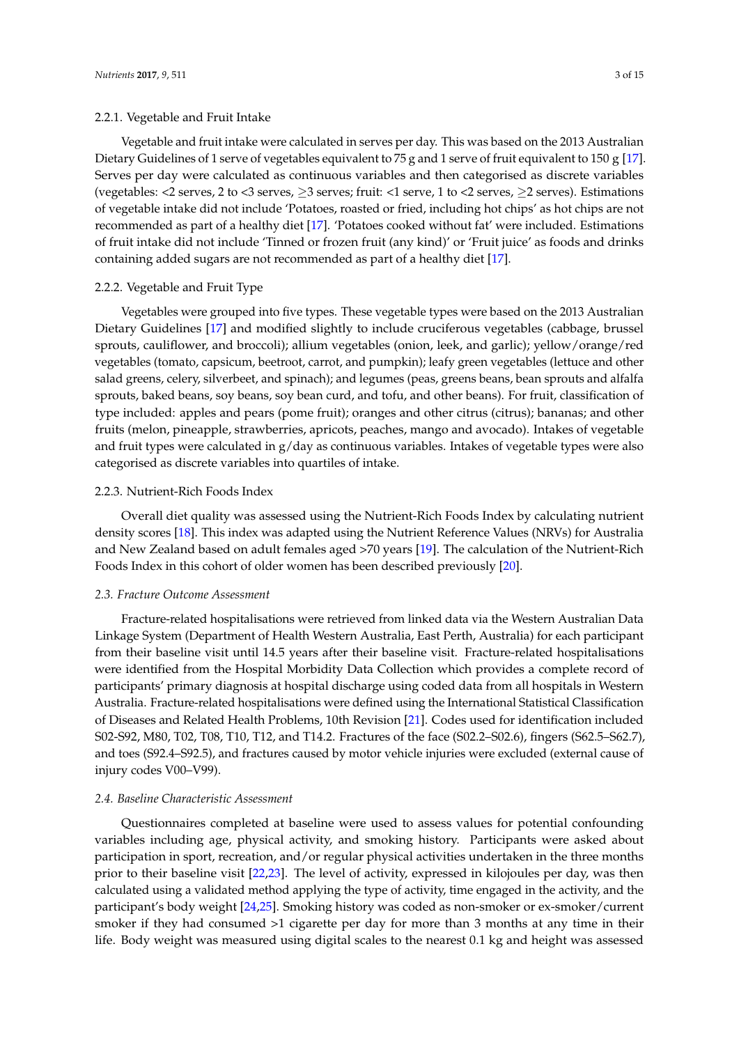#### 2.2.1. Vegetable and Fruit Intake

Vegetable and fruit intake were calculated in serves per day. This was based on the 2013 Australian Dietary Guidelines of 1 serve of vegetables equivalent to 75 g and 1 serve of fruit equivalent to 150 g [17]. Serves per day were calculated as continuous variables and then categorised as discrete variables (vegetables: <2 serves, 2 to <3 serves, ≥3 serves; fruit: <1 serve, 1 to <2 serves, ≥2 serves). Estimations of vegetable intake did not include 'Potatoes, roasted or fried, including hot chips' as hot chips are not recommended as part of a healthy diet [17]. 'Potatoes cooked without fat' were included. Estimations of fruit intake did not include 'Tinned or frozen fruit (any kind)' or 'Fruit juice' as foods and drinks containing added sugars are not recommended as part of a healthy diet [17].

#### 2.2.2. Vegetable and Fruit Type

Vegetables were grouped into five types. These vegetable types were based on the 2013 Australian Dietary Guidelines [17] and modified slightly to include cruciferous vegetables (cabbage, brussel sprouts, cauliflower, and broccoli); allium vegetables (onion, leek, and garlic); yellow/orange/red vegetables (tomato, capsicum, beetroot, carrot, and pumpkin); leafy green vegetables (lettuce and other salad greens, celery, silverbeet, and spinach); and legumes (peas, greens beans, bean sprouts and alfalfa sprouts, baked beans, soy beans, soy bean curd, and tofu, and other beans). For fruit, classification of type included: apples and pears (pome fruit); oranges and other citrus (citrus); bananas; and other fruits (melon, pineapple, strawberries, apricots, peaches, mango and avocado). Intakes of vegetable and fruit types were calculated in g/day as continuous variables. Intakes of vegetable types were also categorised as discrete variables into quartiles of intake.

#### 2.2.3. Nutrient-Rich Foods Index

Overall diet quality was assessed using the Nutrient-Rich Foods Index by calculating nutrient density scores [18]. This index was adapted using the Nutrient Reference Values (NRVs) for Australia and New Zealand based on adult females aged >70 years [19]. The calculation of the Nutrient-Rich Foods Index in this cohort of older women has been described previously [20].

### *2.3. Fracture Outcome Assessment*

Fracture-related hospitalisations were retrieved from linked data via the Western Australian Data Linkage System (Department of Health Western Australia, East Perth, Australia) for each participant from their baseline visit until 14.5 years after their baseline visit. Fracture-related hospitalisations were identified from the Hospital Morbidity Data Collection which provides a complete record of participants' primary diagnosis at hospital discharge using coded data from all hospitals in Western Australia. Fracture-related hospitalisations were defined using the International Statistical Classification of Diseases and Related Health Problems, 10th Revision [21]. Codes used for identification included S02-S92, M80, T02, T08, T10, T12, and T14.2. Fractures of the face (S02.2–S02.6), fingers (S62.5–S62.7), and toes (S92.4–S92.5), and fractures caused by motor vehicle injuries were excluded (external cause of injury codes V00–V99).

### *2.4. Baseline Characteristic Assessment*

Questionnaires completed at baseline were used to assess values for potential confounding variables including age, physical activity, and smoking history. Participants were asked about participation in sport, recreation, and/or regular physical activities undertaken in the three months prior to their baseline visit [22,23]. The level of activity, expressed in kilojoules per day, was then calculated using a validated method applying the type of activity, time engaged in the activity, and the participant's body weight [24,25]. Smoking history was coded as non-smoker or ex-smoker/current smoker if they had consumed >1 cigarette per day for more than 3 months at any time in their life. Body weight was measured using digital scales to the nearest 0.1 kg and height was assessed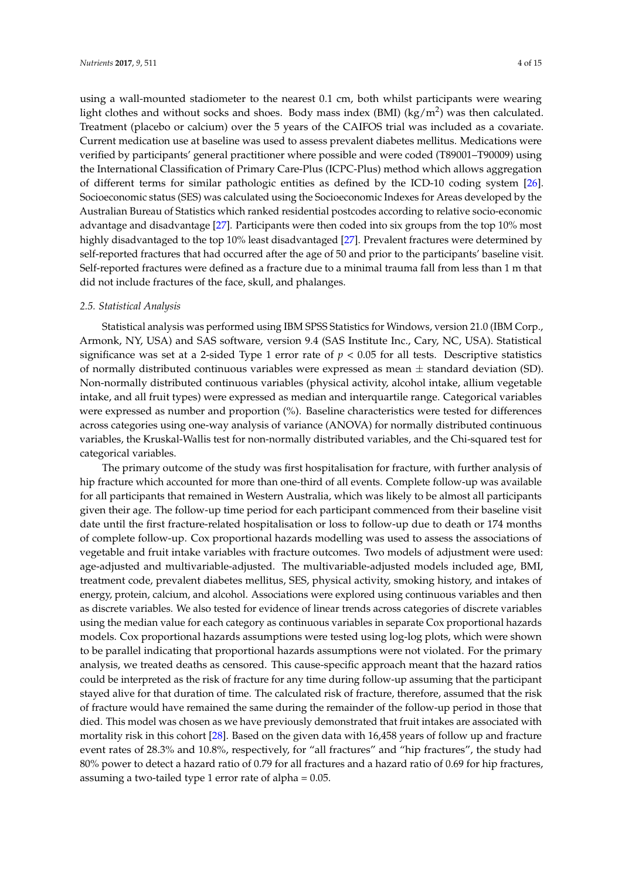using a wall-mounted stadiometer to the nearest 0.1 cm, both whilst participants were wearing light clothes and without socks and shoes. Body mass index (BMI) (kg/m$^2$) was then calculated. Treatment (placebo or calcium) over the 5 years of the CAIFOS trial was included as a covariate. Current medication use at baseline was used to assess prevalent diabetes mellitus. Medications were verified by participants' general practitioner where possible and were coded (T89001–T90009) using the International Classification of Primary Care-Plus (ICPC-Plus) method which allows aggregation of different terms for similar pathologic entities as defined by the ICD-10 coding system [26]. Socioeconomic status (SES) was calculated using the Socioeconomic Indexes for Areas developed by the Australian Bureau of Statistics which ranked residential postcodes according to relative socio-economic advantage and disadvantage [27]. Participants were then coded into six groups from the top 10% most highly disadvantaged to the top 10% least disadvantaged [27]. Prevalent fractures were determined by self-reported fractures that had occurred after the age of 50 and prior to the participants' baseline visit. Self-reported fractures were defined as a fracture due to a minimal trauma fall from less than 1 m that did not include fractures of the face, skull, and phalanges.

### *2.5. Statistical Analysis*

Statistical analysis was performed using IBM SPSS Statistics for Windows, version 21.0 (IBM Corp., Armonk, NY, USA) and SAS software, version 9.4 (SAS Institute Inc., Cary, NC, USA). Statistical significance was set at a 2-sided Type 1 error rate of $p < 0.05$ for all tests. Descriptive statistics of normally distributed continuous variables were expressed as mean $\pm$ standard deviation (SD). Non-normally distributed continuous variables (physical activity, alcohol intake, allium vegetable intake, and all fruit types) were expressed as median and interquartile range. Categorical variables were expressed as number and proportion (%). Baseline characteristics were tested for differences across categories using one-way analysis of variance (ANOVA) for normally distributed continuous variables, the Kruskal-Wallis test for non-normally distributed variables, and the Chi-squared test for categorical variables.

The primary outcome of the study was first hospitalisation for fracture, with further analysis of hip fracture which accounted for more than one-third of all events. Complete follow-up was available for all participants that remained in Western Australia, which was likely to be almost all participants given their age. The follow-up time period for each participant commenced from their baseline visit date until the first fracture-related hospitalisation or loss to follow-up due to death or 174 months of complete follow-up. Cox proportional hazards modelling was used to assess the associations of vegetable and fruit intake variables with fracture outcomes. Two models of adjustment were used: age-adjusted and multivariable-adjusted. The multivariable-adjusted models included age, BMI, treatment code, prevalent diabetes mellitus, SES, physical activity, smoking history, and intakes of energy, protein, calcium, and alcohol. Associations were explored using continuous variables and then as discrete variables. We also tested for evidence of linear trends across categories of discrete variables using the median value for each category as continuous variables in separate Cox proportional hazards models. Cox proportional hazards assumptions were tested using log-log plots, which were shown to be parallel indicating that proportional hazards assumptions were not violated. For the primary analysis, we treated deaths as censored. This cause-specific approach meant that the hazard ratios could be interpreted as the risk of fracture for any time during follow-up assuming that the participant stayed alive for that duration of time. The calculated risk of fracture, therefore, assumed that the risk of fracture would have remained the same during the remainder of the follow-up period in those that died. This model was chosen as we have previously demonstrated that fruit intakes are associated with mortality risk in this cohort [28]. Based on the given data with 16,458 years of follow up and fracture event rates of 28.3% and 10.8%, respectively, for "all fractures" and "hip fractures", the study had 80% power to detect a hazard ratio of 0.79 for all fractures and a hazard ratio of 0.69 for hip fractures, assuming a two-tailed type 1 error rate of alpha = 0.05.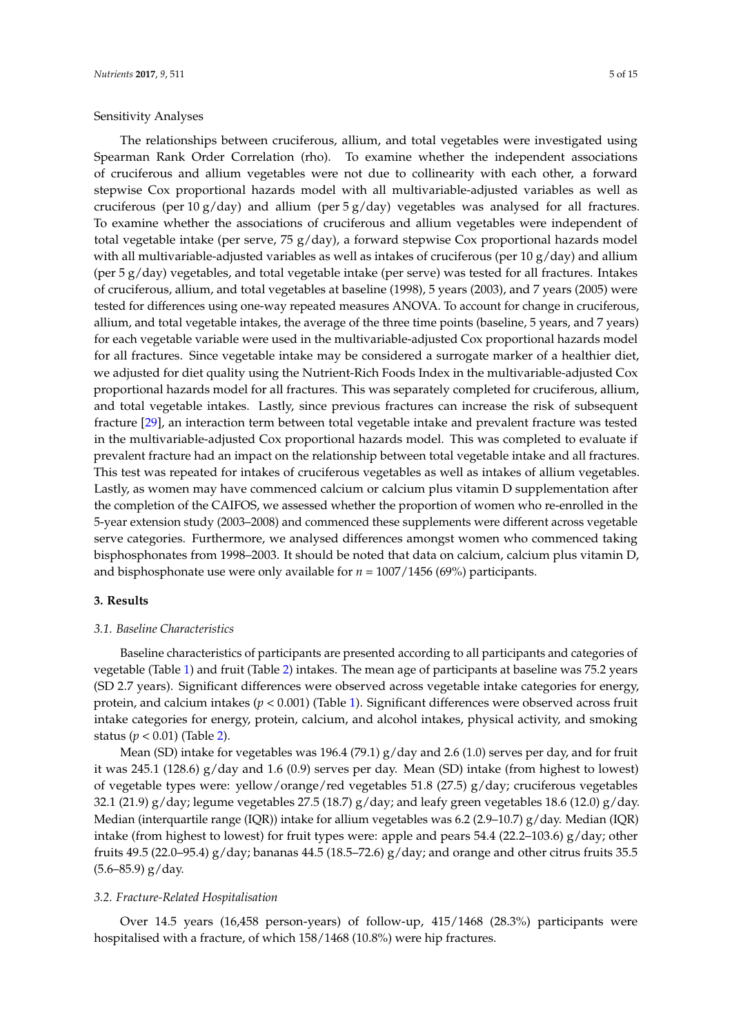Sensitivity Analyses

The relationships between cruciferous, allium, and total vegetables were investigated using Spearman Rank Order Correlation (rho). To examine whether the independent associations of cruciferous and allium vegetables were not due to collinearity with each other, a forward stepwise Cox proportional hazards model with all multivariable-adjusted variables as well as cruciferous (per 10 g/day) and allium (per 5 g/day) vegetables was analysed for all fractures. To examine whether the associations of cruciferous and allium vegetables were independent of total vegetable intake (per serve, 75 g/day), a forward stepwise Cox proportional hazards model with all multivariable-adjusted variables as well as intakes of cruciferous (per 10 g/day) and allium (per 5 g/day) vegetables, and total vegetable intake (per serve) was tested for all fractures. Intakes of cruciferous, allium, and total vegetables at baseline (1998), 5 years (2003), and 7 years (2005) were tested for differences using one-way repeated measures ANOVA. To account for change in cruciferous, allium, and total vegetable intakes, the average of the three time points (baseline, 5 years, and 7 years) for each vegetable variable were used in the multivariable-adjusted Cox proportional hazards model for all fractures. Since vegetable intake may be considered a surrogate marker of a healthier diet, we adjusted for diet quality using the Nutrient-Rich Foods Index in the multivariable-adjusted Cox proportional hazards model for all fractures. This was separately completed for cruciferous, allium, and total vegetable intakes. Lastly, since previous fractures can increase the risk of subsequent fracture [29], an interaction term between total vegetable intake and prevalent fracture was tested in the multivariable-adjusted Cox proportional hazards model. This was completed to evaluate if prevalent fracture had an impact on the relationship between total vegetable intake and all fractures. This test was repeated for intakes of cruciferous vegetables as well as intakes of allium vegetables. Lastly, as women may have commenced calcium or calcium plus vitamin D supplementation after the completion of the CAIFOS, we assessed whether the proportion of women who re-enrolled in the 5-year extension study (2003–2008) and commenced these supplements were different across vegetable serve categories. Furthermore, we analysed differences amongst women who commenced taking bisphosphonates from 1998–2003. It should be noted that data on calcium, calcium plus vitamin D, and bisphosphonate use were only available for $n = 1007/1456$ (69%) participants.

## 3. Results

### *3.1. Baseline Characteristics*

Baseline characteristics of participants are presented according to all participants and categories of vegetable (Table 1) and fruit (Table 2) intakes. The mean age of participants at baseline was 75.2 years (SD 2.7 years). Significant differences were observed across vegetable intake categories for energy, protein, and calcium intakes ($p < 0.001$) (Table 1). Significant differences were observed across fruit intake categories for energy, protein, calcium, and alcohol intakes, physical activity, and smoking status ($p < 0.01$) (Table 2).

Mean (SD) intake for vegetables was 196.4 (79.1) g/day and 2.6 (1.0) serves per day, and for fruit it was 245.1 (128.6) g/day and 1.6 (0.9) serves per day. Mean (SD) intake (from highest to lowest) of vegetable types were: yellow/orange/red vegetables 51.8 (27.5) g/day; cruciferous vegetables 32.1 (21.9) g/day; legume vegetables 27.5 (18.7) g/day; and leafy green vegetables 18.6 (12.0) g/day. Median (interquartile range (IQR)) intake for allium vegetables was 6.2 (2.9–10.7) g/day. Median (IQR) intake (from highest to lowest) for fruit types were: apple and pears 54.4 (22.2–103.6) g/day; other fruits 49.5 (22.0–95.4) g/day; bananas 44.5 (18.5–72.6) g/day; and orange and other citrus fruits 35.5 (5.6–85.9) g/day.

### *3.2. Fracture-Related Hospitalisation*

Over 14.5 years (16,458 person-years) of follow-up, 415/1468 (28.3%) participants were hospitalised with a fracture, of which 158/1468 (10.8%) were hip fractures.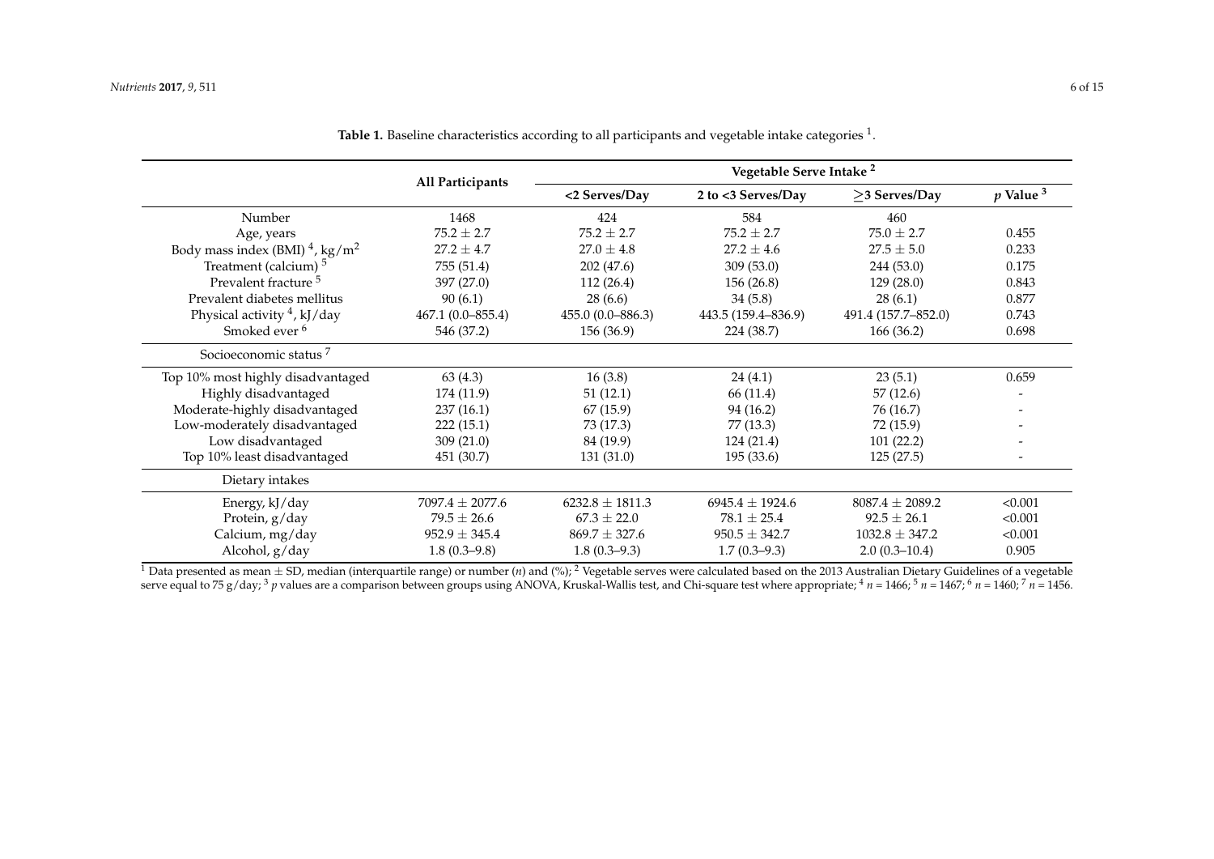**Table 1.** Baseline characteristics according to all participants and vegetable intake categories [1].

| | All Participants | Vegetable Serve Intake [2] | | | |
|---|---|---|---|---|---|
| | | <2 Serves/Day | 2 to <3 Serves/Day | ≥3 Serves/Day | *p* Value [3] |
| Number | 1468 | 424 | 584 | 460 | |
| Age, years | 75.2 ± 2.7 | 75.2 ± 2.7 | 75.2 ± 2.7 | 75.0 ± 2.7 | 0.455 |
| Body mass index (BMI) [4], kg/m$^2$ | 27.2 ± 4.7 | 27.0 ± 4.8 | 27.2 ± 4.6 | 27.5 ± 5.0 | 0.233 |
| Treatment (calcium) [5] | 755 (51.4) | 202 (47.6) | 309 (53.0) | 244 (53.0) | 0.175 |
| Prevalent fracture [5] | 397 (27.0) | 112 (26.4) | 156 (26.8) | 129 (28.0) | 0.843 |
| Prevalent diabetes mellitus | 90 (6.1) | 28 (6.6) | 34 (5.8) | 28 (6.1) | 0.877 |
| Physical activity [4], kJ/day | 467.1 (0.0–855.4) | 455.0 (0.0–886.3) | 443.5 (159.4–836.9) | 491.4 (157.7–852.0) | 0.743 |
| Smoked ever [6] | 546 (37.2) | 156 (36.9) | 224 (38.7) | 166 (36.2) | 0.698 |
| Socioeconomic status [7] | | | | | |
| Top 10% most highly disadvantaged | 63 (4.3) | 16 (3.8) | 24 (4.1) | 23 (5.1) | 0.659 |
| Highly disadvantaged | 174 (11.9) | 51 (12.1) | 66 (11.4) | 57 (12.6) | - |
| Moderate-highly disadvantaged | 237 (16.1) | 67 (15.9) | 94 (16.2) | 76 (16.7) | - |
| Low-moderately disadvantaged | 222 (15.1) | 73 (17.3) | 77 (13.3) | 72 (15.9) | - |
| Low disadvantaged | 309 (21.0) | 84 (19.9) | 124 (21.4) | 101 (22.2) | - |
| Top 10% least disadvantaged | 451 (30.7) | 131 (31.0) | 195 (33.6) | 125 (27.5) | - |
| Dietary intakes | | | | | |
| Energy, kJ/day | 7097.4 ± 2077.6 | 6232.8 ± 1811.3 | 6945.4 ± 1924.6 | 8087.4 ± 2089.2 | <0.001 |
| Protein, g/day | 79.5 ± 26.6 | 67.3 ± 22.0 | 78.1 ± 25.4 | 92.5 ± 26.1 | <0.001 |
| Calcium, mg/day | 952.9 ± 345.4 | 869.7 ± 327.6 | 950.5 ± 342.7 | 1032.8 ± 347.2 | <0.001 |
| Alcohol, g/day | 1.8 (0.3–9.8) | 1.8 (0.3–9.3) | 1.7 (0.3–9.3) | 2.0 (0.3–10.4) | 0.905 |

[1] Data presented as mean ± SD, median (interquartile range) or number (*n*) and (%); [2] Vegetable serves were calculated based on the 2013 Australian Dietary Guidelines of a vegetable serve equal to 75 g/day; [3] *p* values are a comparison between groups using ANOVA, Kruskal-Wallis test, and Chi-square test where appropriate; [4] *n* = 1466; [5] *n* = 1467; [6] *n* = 1460; [7] *n* = 1456.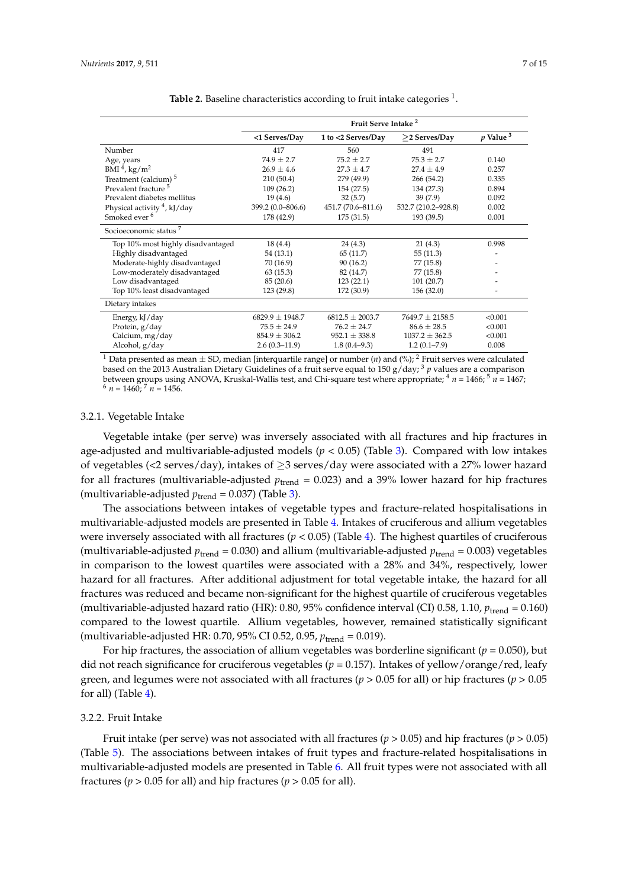**Table 2.** Baseline characteristics according to fruit intake categories [1].

| | Fruit Serve Intake [2] | | | |
|---|---|---|---|---|
| | <1 Serves/Day | 1 to <2 Serves/Day | ≥2 Serves/Day | *p* Value [3] |
| Number | 417 | 560 | 491 | |
| Age, years | 74.9 ± 2.7 | 75.2 ± 2.7 | 75.3 ± 2.7 | 0.140 |
| BMI [4], kg/m$^2$ | 26.9 ± 4.6 | 27.3 ± 4.7 | 27.4 ± 4.9 | 0.257 |
| Treatment (calcium) [5] | 210 (50.4) | 279 (49.9) | 266 (54.2) | 0.335 |
| Prevalent fracture [5] | 109 (26.2) | 154 (27.5) | 134 (27.3) | 0.894 |
| Prevalent diabetes mellitus | 19 (4.6) | 32 (5.7) | 39 (7.9) | 0.092 |
| Physical activity [4], kJ/day | 399.2 (0.0–806.6) | 451.7 (70.6–811.6) | 532.7 (210.2–928.8) | 0.002 |
| Smoked ever [6] | 178 (42.9) | 175 (31.5) | 193 (39.5) | 0.001 |
| Socioeconomic status [7] | | | | |
| Top 10% most highly disadvantaged | 18 (4.4) | 24 (4.3) | 21 (4.3) | 0.998 |
| Highly disadvantaged | 54 (13.1) | 65 (11.7) | 55 (11.3) | - |
| Moderate-highly disadvantaged | 70 (16.9) | 90 (16.2) | 77 (15.8) | - |
| Low-moderately disadvantaged | 63 (15.3) | 82 (14.7) | 77 (15.8) | - |
| Low disadvantaged | 85 (20.6) | 123 (22.1) | 101 (20.7) | - |
| Top 10% least disadvantaged | 123 (29.8) | 172 (30.9) | 156 (32.0) | - |
| Dietary intakes | | | | |
| Energy, kJ/day | 6829.9 ± 1948.7 | 6812.5 ± 2003.7 | 7649.7 ± 2158.5 | <0.001 |
| Protein, g/day | 75.5 ± 24.9 | 76.2 ± 24.7 | 86.6 ± 28.5 | <0.001 |
| Calcium, mg/day | 854.9 ± 306.2 | 952.1 ± 338.8 | 1037.2 ± 362.5 | <0.001 |
| Alcohol, g/day | 2.6 (0.3–11.9) | 1.8 (0.4–9.3) | 1.2 (0.1–7.9) | 0.008 |

[1] Data presented as mean ± SD, median [interquartile range] or number (*n*) and (%); [2] Fruit serves were calculated based on the 2013 Australian Dietary Guidelines of a fruit serve equal to 150 g/day; [3] *p* values are a comparison between groups using ANOVA, Kruskal-Wallis test, and Chi-square test where appropriate; [4] *n* = 1466; [5] *n* = 1467; [6] *n* = 1460; [7] *n* = 1456.

#### 3.2.1. Vegetable Intake

Vegetable intake (per serve) was inversely associated with all fractures and hip fractures in age-adjusted and multivariable-adjusted models ($p < 0.05$) (Table 3). Compared with low intakes of vegetables (<2 serves/day), intakes of ≥3 serves/day were associated with a 27% lower hazard for all fractures (multivariable-adjusted $p_{trend} = 0.023$) and a 39% lower hazard for hip fractures (multivariable-adjusted $p_{trend} = 0.037$) (Table 3).

The associations between intakes of vegetable types and fracture-related hospitalisations in multivariable-adjusted models are presented in Table 4. Intakes of cruciferous and allium vegetables were inversely associated with all fractures ($p < 0.05$) (Table 4). The highest quartiles of cruciferous (multivariable-adjusted $p_{trend} = 0.030$) and allium (multivariable-adjusted $p_{trend} = 0.003$) vegetables in comparison to the lowest quartiles were associated with a 28% and 34%, respectively, lower hazard for all fractures. After additional adjustment for total vegetable intake, the hazard for all fractures was reduced and became non-significant for the highest quartile of cruciferous vegetables (multivariable-adjusted hazard ratio (HR): 0.80, 95% confidence interval (CI) 0.58, 1.10, $p_{trend} = 0.160$) compared to the lowest quartile. Allium vegetables, however, remained statistically significant (multivariable-adjusted HR: 0.70, 95% CI 0.52, 0.95, $p_{trend} = 0.019$).

For hip fractures, the association of allium vegetables was borderline significant ($p = 0.050$), but did not reach significance for cruciferous vegetables ($p = 0.157$). Intakes of yellow/orange/red, leafy green, and legumes were not associated with all fractures ($p > 0.05$ for all) or hip fractures ($p > 0.05$ for all) (Table 4).

#### 3.2.2. Fruit Intake

Fruit intake (per serve) was not associated with all fractures ($p > 0.05$) and hip fractures ($p > 0.05$) (Table 5). The associations between intakes of fruit types and fracture-related hospitalisations in multivariable-adjusted models are presented in Table 6. All fruit types were not associated with all fractures ($p > 0.05$ for all) and hip fractures ($p > 0.05$ for all).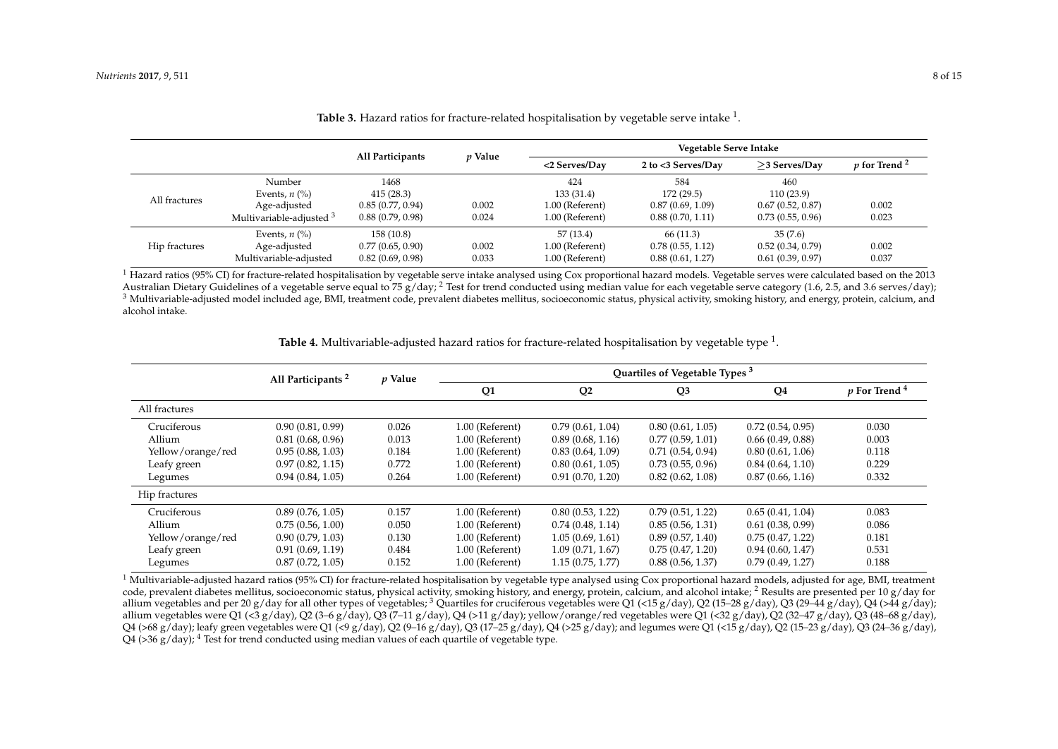**Table 3.** Hazard ratios for fracture-related hospitalisation by vegetable serve intake [1].

| | | All Participants | *p* Value | Vegetable Serve Intake | | | |
|---|---|---|---|---|---|---|---|
| | | | | <2 Serves/Day | 2 to <3 Serves/Day | ≥3 Serves/Day | *p* for Trend [2] |
| All fractures | Number | 1468 | | 424 | 584 | 460 | |
| | Events, *n* (%) | 415 (28.3) | | 133 (31.4) | 172 (29.5) | 110 (23.9) | |
| | Age-adjusted | 0.85 (0.77, 0.94) | 0.002 | 1.00 (Referent) | 0.87 (0.69, 1.09) | 0.67 (0.52, 0.87) | 0.002 |
| | Multivariable-adjusted [3] | 0.88 (0.79, 0.98) | 0.024 | 1.00 (Referent) | 0.88 (0.70, 1.11) | 0.73 (0.55, 0.96) | 0.023 |
| Hip fractures | Events, *n* (%) | 158 (10.8) | | 57 (13.4) | 66 (11.3) | 35 (7.6) | |
| | Age-adjusted | 0.77 (0.65, 0.90) | 0.002 | 1.00 (Referent) | 0.78 (0.55, 1.12) | 0.52 (0.34, 0.79) | 0.002 |
| | Multivariable-adjusted | 0.82 (0.69, 0.98) | 0.033 | 1.00 (Referent) | 0.88 (0.61, 1.27) | 0.61 (0.39, 0.97) | 0.037 |

[1] Hazard ratios (95% CI) for fracture-related hospitalisation by vegetable serve intake analysed using Cox proportional hazard models. Vegetable serves were calculated based on the 2013 Australian Dietary Guidelines of a vegetable serve equal to 75 g/day; [2] Test for trend conducted using median value for each vegetable serve category (1.6, 2.5, and 3.6 serves/day); [3] Multivariable-adjusted model included age, BMI, treatment code, prevalent diabetes mellitus, socioeconomic status, physical activity, smoking history, and energy, protein, calcium, and alcohol intake.

**Table 4.** Multivariable-adjusted hazard ratios for fracture-related hospitalisation by vegetable type [1].

| | All Participants [2] | *p* Value | Quartiles of Vegetable Types [3] | | | | |
|---|---|---|---|---|---|---|---|
| | | | Q1 | Q2 | Q3 | Q4 | *p* For Trend [4] |
| **All fractures** | | | | | | | |
| Cruciferous | 0.90 (0.81, 0.99) | 0.026 | 1.00 (Referent) | 0.79 (0.61, 1.04) | 0.80 (0.61, 1.05) | 0.72 (0.54, 0.95) | 0.030 |
| Allium | 0.81 (0.68, 0.96) | 0.013 | 1.00 (Referent) | 0.89 (0.68, 1.16) | 0.77 (0.59, 1.01) | 0.66 (0.49, 0.88) | 0.003 |
| Yellow/orange/red | 0.95 (0.88, 1.03) | 0.184 | 1.00 (Referent) | 0.83 (0.64, 1.09) | 0.71 (0.54, 0.94) | 0.80 (0.61, 1.06) | 0.118 |
| Leafy green | 0.97 (0.82, 1.15) | 0.772 | 1.00 (Referent) | 0.80 (0.61, 1.05) | 0.73 (0.55, 0.96) | 0.84 (0.64, 1.10) | 0.229 |
| Legumes | 0.94 (0.84, 1.05) | 0.264 | 1.00 (Referent) | 0.91 (0.70, 1.20) | 0.82 (0.62, 1.08) | 0.87 (0.66, 1.16) | 0.332 |
| **Hip fractures** | | | | | | | |
| Cruciferous | 0.89 (0.76, 1.05) | 0.157 | 1.00 (Referent) | 0.80 (0.53, 1.22) | 0.79 (0.51, 1.22) | 0.65 (0.41, 1.04) | 0.083 |
| Allium | 0.75 (0.56, 1.00) | 0.050 | 1.00 (Referent) | 0.74 (0.48, 1.14) | 0.85 (0.56, 1.31) | 0.61 (0.38, 0.99) | 0.086 |
| Yellow/orange/red | 0.90 (0.79, 1.03) | 0.130 | 1.00 (Referent) | 1.05 (0.69, 1.61) | 0.89 (0.57, 1.40) | 0.75 (0.47, 1.22) | 0.181 |
| Leafy green | 0.91 (0.69, 1.19) | 0.484 | 1.00 (Referent) | 1.09 (0.71, 1.67) | 0.75 (0.47, 1.20) | 0.94 (0.60, 1.47) | 0.531 |
| Legumes | 0.87 (0.72, 1.05) | 0.152 | 1.00 (Referent) | 1.15 (0.75, 1.77) | 0.88 (0.56, 1.37) | 0.79 (0.49, 1.27) | 0.188 |

[1] Multivariable-adjusted hazard ratios (95% CI) for fracture-related hospitalisation by vegetable type analysed using Cox proportional hazard models, adjusted for age, BMI, treatment code, prevalent diabetes mellitus, socioeconomic status, physical activity, smoking history, and energy, protein, calcium, and alcohol intake; [2] Results are presented per 10 g/day for allium vegetables and per 20 g/day for all other types of vegetables; [3] Quartiles for cruciferous vegetables were Q1 (<15 g/day), Q2 (15–28 g/day), Q3 (29–44 g/day), Q4 (>44 g/day); allium vegetables were Q1 (<3 g/day), Q2 (3–6 g/day), Q3 (7–11 g/day), Q4 (>11 g/day); yellow/orange/red vegetables were Q1 (<32 g/day), Q2 (32–47 g/day), Q3 (48–68 g/day), Q4 (>68 g/day); leafy green vegetables were Q1 (<9 g/day), Q2 (9–16 g/day), Q3 (17–25 g/day), Q4 (>25 g/day); and legumes were Q1 (<15 g/day), Q2 (15–23 g/day), Q3 (24–36 g/day), Q4 (>36 g/day); [4] Test for trend conducted using median values of each quartile of vegetable type.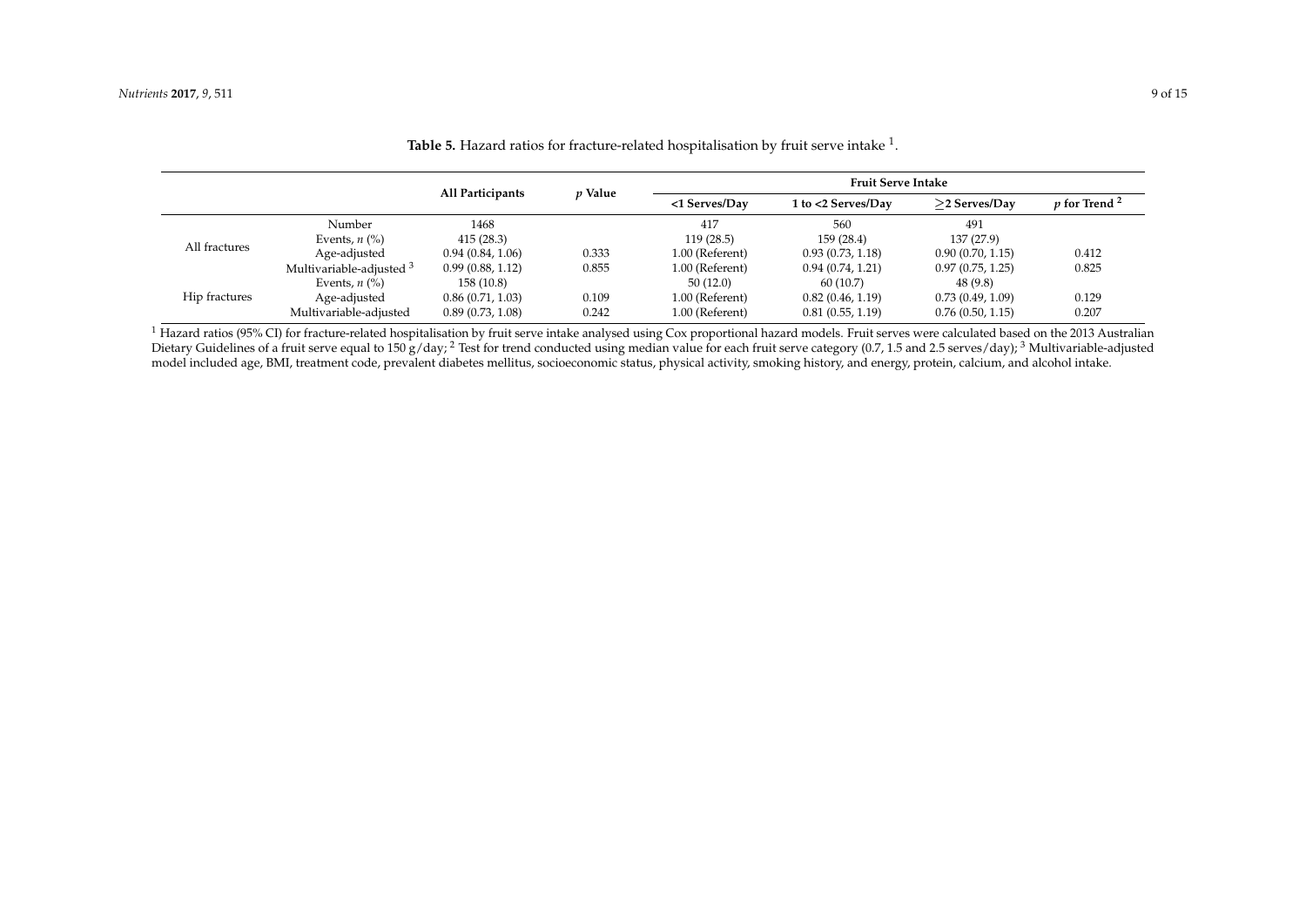**Table 5.** Hazard ratios for fracture-related hospitalisation by fruit serve intake [1].

| | | All Participants | *p* Value | Fruit Serve Intake | | | |
|---|---|---|---|---|---|---|---|
| | | | | <1 Serves/Day | 1 to <2 Serves/Day | ≥2 Serves/Day | *p* for Trend [2] |
| All fractures | Number | 1468 | | 417 | 560 | 491 | |
| | Events, *n* (%) | 415 (28.3) | | 119 (28.5) | 159 (28.4) | 137 (27.9) | |
| | Age-adjusted | 0.94 (0.84, 1.06) | 0.333 | 1.00 (Referent) | 0.93 (0.73, 1.18) | 0.90 (0.70, 1.15) | 0.412 |
| | Multivariable-adjusted [3] | 0.99 (0.88, 1.12) | 0.855 | 1.00 (Referent) | 0.94 (0.74, 1.21) | 0.97 (0.75, 1.25) | 0.825 |
| Hip fractures | Events, *n* (%) | 158 (10.8) | | 50 (12.0) | 60 (10.7) | 48 (9.8) | |
| | Age-adjusted | 0.86 (0.71, 1.03) | 0.109 | 1.00 (Referent) | 0.82 (0.46, 1.19) | 0.73 (0.49, 1.09) | 0.129 |
| | Multivariable-adjusted | 0.89 (0.73, 1.08) | 0.242 | 1.00 (Referent) | 0.81 (0.55, 1.19) | 0.76 (0.50, 1.15) | 0.207 |

[1] Hazard ratios (95% CI) for fracture-related hospitalisation by fruit serve intake analysed using Cox proportional hazard models. Fruit serves were calculated based on the 2013 Australian Dietary Guidelines of a fruit serve equal to 150 g/day; [2] Test for trend conducted using median value for each fruit serve category (0.7, 1.5 and 2.5 serves/day); [3] Multivariable-adjusted model included age, BMI, treatment code, prevalent diabetes mellitus, socioeconomic status, physical activity, smoking history, and energy, protein, calcium, and alcohol intake.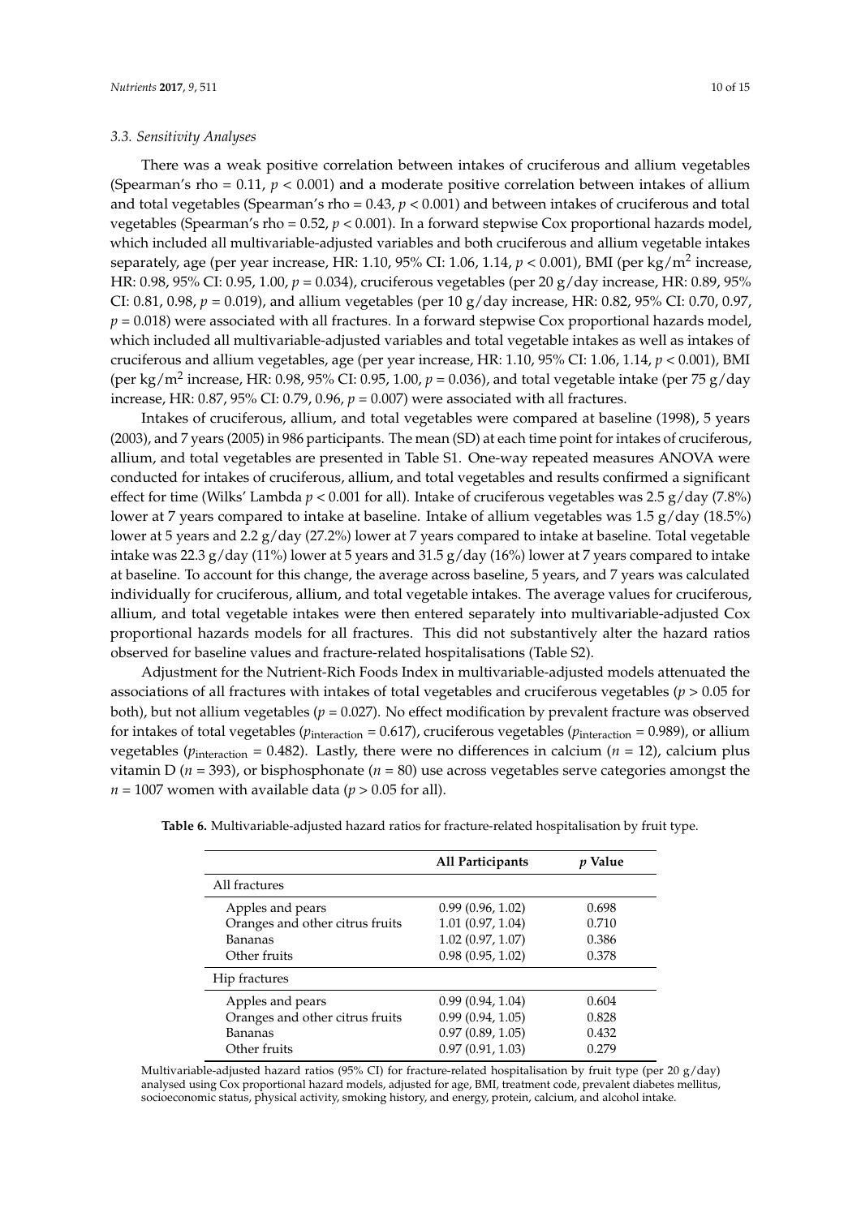### 3.3. Sensitivity Analyses

There was a weak positive correlation between intakes of cruciferous and allium vegetables (Spearman's rho = 0.11, $p < 0.001$) and a moderate positive correlation between intakes of allium and total vegetables (Spearman's rho = 0.43, $p < 0.001$) and between intakes of cruciferous and total vegetables (Spearman's rho = 0.52, $p < 0.001$). In a forward stepwise Cox proportional hazards model, which included all multivariable-adjusted variables and both cruciferous and allium vegetable intakes separately, age (per year increase, HR: 1.10, 95% CI: 1.06, 1.14, $p < 0.001$), BMI (per kg/m$^2$ increase, HR: 0.98, 95% CI: 0.95, 1.00, $p = 0.034$), cruciferous vegetables (per 20 g/day increase, HR: 0.89, 95% CI: 0.81, 0.98, $p = 0.019$), and allium vegetables (per 10 g/day increase, HR: 0.82, 95% CI: 0.70, 0.97, $p = 0.018$) were associated with all fractures. In a forward stepwise Cox proportional hazards model, which included all multivariable-adjusted variables and total vegetable intakes as well as intakes of cruciferous and allium vegetables, age (per year increase, HR: 1.10, 95% CI: 1.06, 1.14, $p < 0.001$), BMI (per kg/m$^2$ increase, HR: 0.98, 95% CI: 0.95, 1.00, $p = 0.036$), and total vegetable intake (per 75 g/day increase, HR: 0.87, 95% CI: 0.79, 0.96, $p = 0.007$) were associated with all fractures.

Intakes of cruciferous, allium, and total vegetables were compared at baseline (1998), 5 years (2003), and 7 years (2005) in 986 participants. The mean (SD) at each time point for intakes of cruciferous, allium, and total vegetables are presented in Table S1. One-way repeated measures ANOVA were conducted for intakes of cruciferous, allium, and total vegetables and results confirmed a significant effect for time (Wilks' Lambda $p < 0.001$ for all). Intake of cruciferous vegetables was 2.5 g/day (7.8%) lower at 7 years compared to intake at baseline. Intake of allium vegetables was 1.5 g/day (18.5%) lower at 5 years and 2.2 g/day (27.2%) lower at 7 years compared to intake at baseline. Total vegetable intake was 22.3 g/day (11%) lower at 5 years and 31.5 g/day (16%) lower at 7 years compared to intake at baseline. To account for this change, the average across baseline, 5 years, and 7 years was calculated individually for cruciferous, allium, and total vegetable intakes. The average values for cruciferous, allium, and total vegetable intakes were then entered separately into multivariable-adjusted Cox proportional hazards models for all fractures. This did not substantively alter the hazard ratios observed for baseline values and fracture-related hospitalisations (Table S2).

Adjustment for the Nutrient-Rich Foods Index in multivariable-adjusted models attenuated the associations of all fractures with intakes of total vegetables and cruciferous vegetables ($p > 0.05$ for both), but not allium vegetables ($p = 0.027$). No effect modification by prevalent fracture was observed for intakes of total vegetables ($p_{\text{interaction}} = 0.617$), cruciferous vegetables ($p_{\text{interaction}} = 0.989$), or allium vegetables ($p_{\text{interaction}} = 0.482$). Lastly, there were no differences in calcium ($n = 12$), calcium plus vitamin D ($n = 393$), or bisphosphonate ($n = 80$) use across vegetables serve categories amongst the $n = 1007$ women with available data ($p > 0.05$ for all).

**Table 6.** Multivariable-adjusted hazard ratios for fracture-related hospitalisation by fruit type.

| | All Participants | *p* Value |
|---|---|---|
| All fractures | | |
| Apples and pears | 0.99 (0.96, 1.02) | 0.698 |
| Oranges and other citrus fruits | 1.01 (0.97, 1.04) | 0.710 |
| Bananas | 1.02 (0.97, 1.07) | 0.386 |
| Other fruits | 0.98 (0.95, 1.02) | 0.378 |
| Hip fractures | | |
| Apples and pears | 0.99 (0.94, 1.04) | 0.604 |
| Oranges and other citrus fruits | 0.99 (0.94, 1.05) | 0.828 |
| Bananas | 0.97 (0.89, 1.05) | 0.432 |
| Other fruits | 0.97 (0.91, 1.03) | 0.279 |

Multivariable-adjusted hazard ratios (95% CI) for fracture-related hospitalisation by fruit type (per 20 g/day) analysed using Cox proportional hazard models, adjusted for age, BMI, treatment code, prevalent diabetes mellitus, socioeconomic status, physical activity, smoking history, and energy, protein, calcium, and alcohol intake.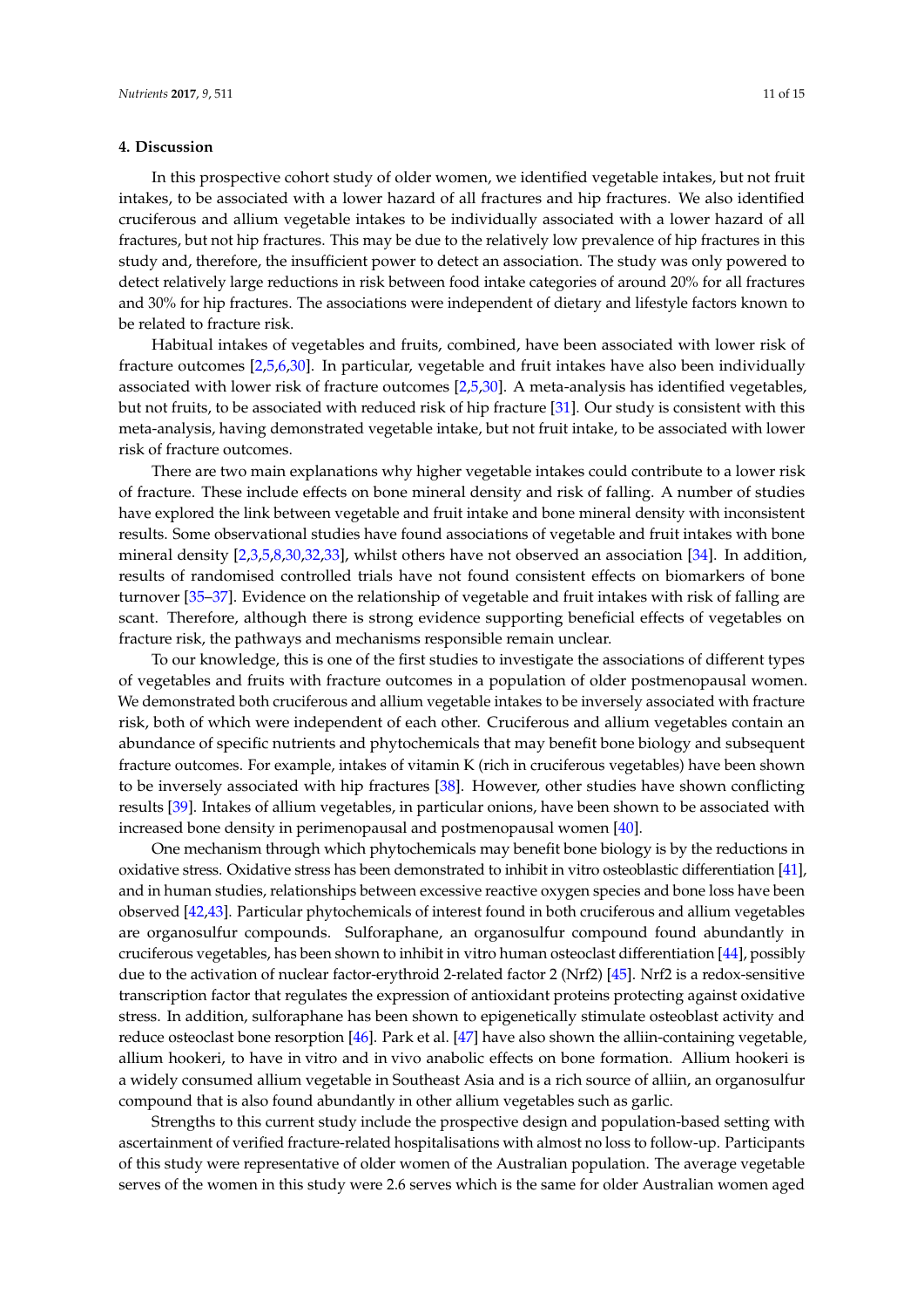## 4. Discussion

In this prospective cohort study of older women, we identified vegetable intakes, but not fruit intakes, to be associated with a lower hazard of all fractures and hip fractures. We also identified cruciferous and allium vegetable intakes to be individually associated with a lower hazard of all fractures, but not hip fractures. This may be due to the relatively low prevalence of hip fractures in this study and, therefore, the insufficient power to detect an association. The study was only powered to detect relatively large reductions in risk between food intake categories of around 20% for all fractures and 30% for hip fractures. The associations were independent of dietary and lifestyle factors known to be related to fracture risk.

Habitual intakes of vegetables and fruits, combined, have been associated with lower risk of fracture outcomes [2,5,6,30]. In particular, vegetable and fruit intakes have also been individually associated with lower risk of fracture outcomes [2,5,30]. A meta-analysis has identified vegetables, but not fruits, to be associated with reduced risk of hip fracture [31]. Our study is consistent with this meta-analysis, having demonstrated vegetable intake, but not fruit intake, to be associated with lower risk of fracture outcomes.

There are two main explanations why higher vegetable intakes could contribute to a lower risk of fracture. These include effects on bone mineral density and risk of falling. A number of studies have explored the link between vegetable and fruit intake and bone mineral density with inconsistent results. Some observational studies have found associations of vegetable and fruit intakes with bone mineral density [2,3,5,8,30,32,33], whilst others have not observed an association [34]. In addition, results of randomised controlled trials have not found consistent effects on biomarkers of bone turnover [35–37]. Evidence on the relationship of vegetable and fruit intakes with risk of falling are scant. Therefore, although there is strong evidence supporting beneficial effects of vegetables on fracture risk, the pathways and mechanisms responsible remain unclear.

To our knowledge, this is one of the first studies to investigate the associations of different types of vegetables and fruits with fracture outcomes in a population of older postmenopausal women. We demonstrated both cruciferous and allium vegetable intakes to be inversely associated with fracture risk, both of which were independent of each other. Cruciferous and allium vegetables contain an abundance of specific nutrients and phytochemicals that may benefit bone biology and subsequent fracture outcomes. For example, intakes of vitamin K (rich in cruciferous vegetables) have been shown to be inversely associated with hip fractures [38]. However, other studies have shown conflicting results [39]. Intakes of allium vegetables, in particular onions, have been shown to be associated with increased bone density in perimenopausal and postmenopausal women [40].

One mechanism through which phytochemicals may benefit bone biology is by the reductions in oxidative stress. Oxidative stress has been demonstrated to inhibit in vitro osteoblastic differentiation [41], and in human studies, relationships between excessive reactive oxygen species and bone loss have been observed [42,43]. Particular phytochemicals of interest found in both cruciferous and allium vegetables are organosulfur compounds. Sulforaphane, an organosulfur compound found abundantly in cruciferous vegetables, has been shown to inhibit in vitro human osteoclast differentiation [44], possibly due to the activation of nuclear factor-erythroid 2-related factor 2 (Nrf2) [45]. Nrf2 is a redox-sensitive transcription factor that regulates the expression of antioxidant proteins protecting against oxidative stress. In addition, sulforaphane has been shown to epigenetically stimulate osteoblast activity and reduce osteoclast bone resorption [46]. Park et al. [47] have also shown the alliin-containing vegetable, allium hookeri, to have in vitro and in vivo anabolic effects on bone formation. Allium hookeri is a widely consumed allium vegetable in Southeast Asia and is a rich source of alliin, an organosulfur compound that is also found abundantly in other allium vegetables such as garlic.

Strengths to this current study include the prospective design and population-based setting with ascertainment of verified fracture-related hospitalisations with almost no loss to follow-up. Participants of this study were representative of older women of the Australian population. The average vegetable serves of the women in this study were 2.6 serves which is the same for older Australian women aged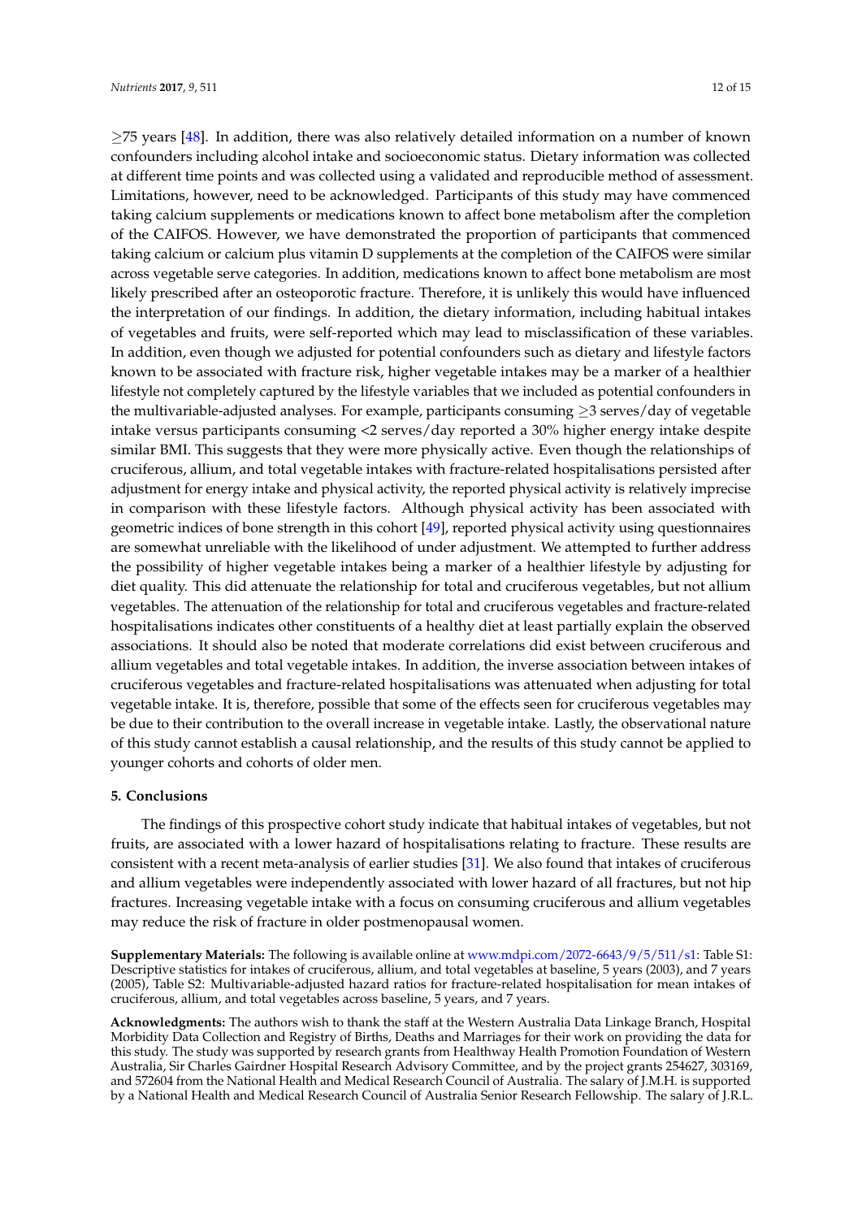≥75 years [48]. In addition, there was also relatively detailed information on a number of known confounders including alcohol intake and socioeconomic status. Dietary information was collected at different time points and was collected using a validated and reproducible method of assessment. Limitations, however, need to be acknowledged. Participants of this study may have commenced taking calcium supplements or medications known to affect bone metabolism after the completion of the CAIFOS. However, we have demonstrated the proportion of participants that commenced taking calcium or calcium plus vitamin D supplements at the completion of the CAIFOS were similar across vegetable serve categories. In addition, medications known to affect bone metabolism are most likely prescribed after an osteoporotic fracture. Therefore, it is unlikely this would have influenced the interpretation of our findings. In addition, the dietary information, including habitual intakes of vegetables and fruits, were self-reported which may lead to misclassification of these variables. In addition, even though we adjusted for potential confounders such as dietary and lifestyle factors known to be associated with fracture risk, higher vegetable intakes may be a marker of a healthier lifestyle not completely captured by the lifestyle variables that we included as potential confounders in the multivariable-adjusted analyses. For example, participants consuming ≥3 serves/day of vegetable intake versus participants consuming <2 serves/day reported a 30% higher energy intake despite similar BMI. This suggests that they were more physically active. Even though the relationships of cruciferous, allium, and total vegetable intakes with fracture-related hospitalisations persisted after adjustment for energy intake and physical activity, the reported physical activity is relatively imprecise in comparison with these lifestyle factors. Although physical activity has been associated with geometric indices of bone strength in this cohort [49], reported physical activity using questionnaires are somewhat unreliable with the likelihood of under adjustment. We attempted to further address the possibility of higher vegetable intakes being a marker of a healthier lifestyle by adjusting for diet quality. This did attenuate the relationship for total and cruciferous vegetables, but not allium vegetables. The attenuation of the relationship for total and cruciferous vegetables and fracture-related hospitalisations indicates other constituents of a healthy diet at least partially explain the observed associations. It should also be noted that moderate correlations did exist between cruciferous and allium vegetables and total vegetable intakes. In addition, the inverse association between intakes of cruciferous vegetables and fracture-related hospitalisations was attenuated when adjusting for total vegetable intake. It is, therefore, possible that some of the effects seen for cruciferous vegetables may be due to their contribution to the overall increase in vegetable intake. Lastly, the observational nature of this study cannot establish a causal relationship, and the results of this study cannot be applied to younger cohorts and cohorts of older men.

## 5. Conclusions

The findings of this prospective cohort study indicate that habitual intakes of vegetables, but not fruits, are associated with a lower hazard of hospitalisations relating to fracture. These results are consistent with a recent meta-analysis of earlier studies [31]. We also found that intakes of cruciferous and allium vegetables were independently associated with lower hazard of all fractures, but not hip fractures. Increasing vegetable intake with a focus on consuming cruciferous and allium vegetables may reduce the risk of fracture in older postmenopausal women.

**Supplementary Materials:** The following is available online at www.mdpi.com/2072-6643/9/5/511/s1: Table S1: Descriptive statistics for intakes of cruciferous, allium, and total vegetables at baseline, 5 years (2003), and 7 years (2005), Table S2: Multivariable-adjusted hazard ratios for fracture-related hospitalisation for mean intakes of cruciferous, allium, and total vegetables across baseline, 5 years, and 7 years.

**Acknowledgments:** The authors wish to thank the staff at the Western Australia Data Linkage Branch, Hospital Morbidity Data Collection and Registry of Births, Deaths and Marriages for their work on providing the data for this study. The study was supported by research grants from Healthway Health Promotion Foundation of Western Australia, Sir Charles Gairdner Hospital Research Advisory Committee, and by the project grants 254627, 303169, and 572604 from the National Health and Medical Research Council of Australia. The salary of J.M.H. is supported by a National Health and Medical Research Council of Australia Senior Research Fellowship. The salary of J.R.L.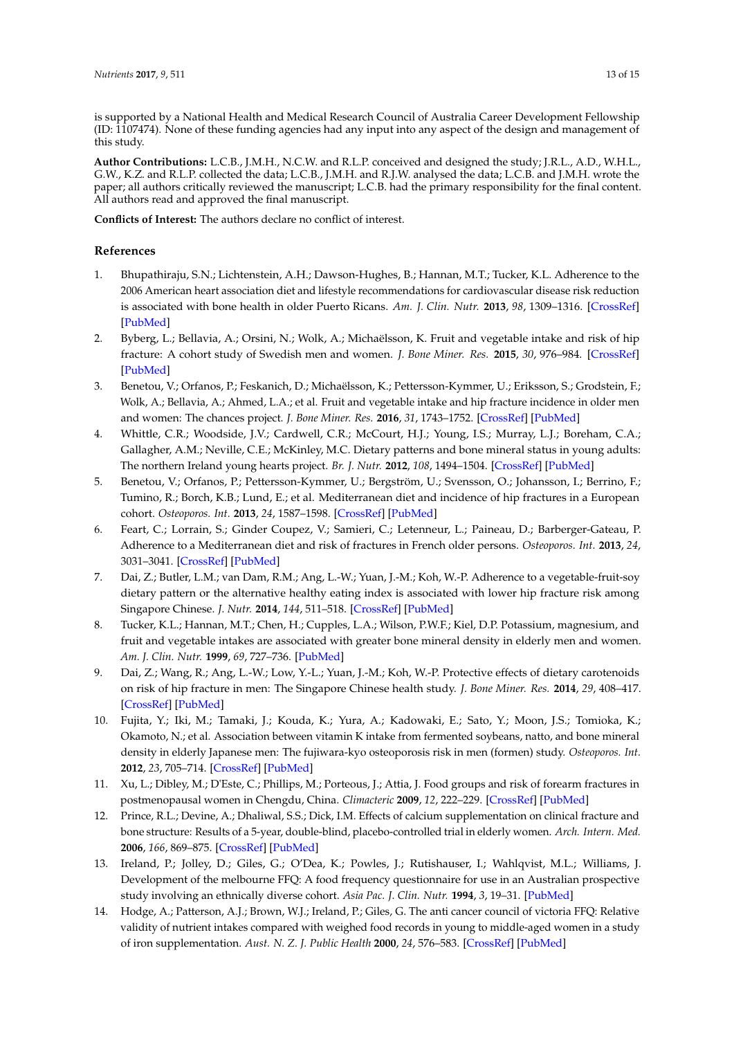is supported by a National Health and Medical Research Council of Australia Career Development Fellowship (ID: 1107474). None of these funding agencies had any input into any aspect of the design and management of this study.

**Author Contributions:** L.C.B., J.M.H., N.C.W. and R.L.P. conceived and designed the study; J.R.L., A.D., W.H.L., G.W., K.Z. and R.L.P. collected the data; L.C.B., J.M.H. and R.J.W. analysed the data; L.C.B. and J.M.H. wrote the paper; all authors critically reviewed the manuscript; L.C.B. had the primary responsibility for the final content. All authors read and approved the final manuscript.

**Conflicts of Interest:** The authors declare no conflict of interest.

## References

1. Bhupathiraju, S.N.; Lichtenstein, A.H.; Dawson-Hughes, B.; Hannan, M.T.; Tucker, K.L. Adherence to the 2006 American heart association diet and lifestyle recommendations for cardiovascular disease risk reduction is associated with bone health in older Puerto Ricans. *Am. J. Clin. Nutr.* **2013**, *98*, 1309–1316. [CrossRef] [PubMed]
2. Byberg, L.; Bellavia, A.; Orsini, N.; Wolk, A.; Michaëlsson, K. Fruit and vegetable intake and risk of hip fracture: A cohort study of Swedish men and women. *J. Bone Miner. Res.* **2015**, *30*, 976–984. [CrossRef] [PubMed]
3. Benetou, V.; Orfanos, P.; Feskanich, D.; Michaëlsson, K.; Pettersson-Kymmer, U.; Eriksson, S.; Grodstein, F.; Wolk, A.; Bellavia, A.; Ahmed, L.A.; et al. Fruit and vegetable intake and hip fracture incidence in older men and women: The chances project. *J. Bone Miner. Res.* **2016**, *31*, 1743–1752. [CrossRef] [PubMed]
4. Whittle, C.R.; Woodside, J.V.; Cardwell, C.R.; McCourt, H.J.; Young, I.S.; Murray, L.J.; Boreham, C.A.; Gallagher, A.M.; Neville, C.E.; McKinley, M.C. Dietary patterns and bone mineral status in young adults: The northern Ireland young hearts project. *Br. J. Nutr.* **2012**, *108*, 1494–1504. [CrossRef] [PubMed]
5. Benetou, V.; Orfanos, P.; Pettersson-Kymmer, U.; Bergström, U.; Svensson, O.; Johansson, I.; Berrino, F.; Tumino, R.; Borch, K.B.; Lund, E.; et al. Mediterranean diet and incidence of hip fractures in a European cohort. *Osteoporos. Int.* **2013**, *24*, 1587–1598. [CrossRef] [PubMed]
6. Feart, C.; Lorrain, S.; Ginder Coupez, V.; Samieri, C.; Letenneur, L.; Paineau, D.; Barberger-Gateau, P. Adherence to a Mediterranean diet and risk of fractures in French older persons. *Osteoporos. Int.* **2013**, *24*, 3031–3041. [CrossRef] [PubMed]
7. Dai, Z.; Butler, L.M.; van Dam, R.M.; Ang, L.-W.; Yuan, J.-M.; Koh, W.-P. Adherence to a vegetable-fruit-soy dietary pattern or the alternative healthy eating index is associated with lower hip fracture risk among Singapore Chinese. *J. Nutr.* **2014**, *144*, 511–518. [CrossRef] [PubMed]
8. Tucker, K.L.; Hannan, M.T.; Chen, H.; Cupples, L.A.; Wilson, P.W.F.; Kiel, D.P. Potassium, magnesium, and fruit and vegetable intakes are associated with greater bone mineral density in elderly men and women. *Am. J. Clin. Nutr.* **1999**, *69*, 727–736. [PubMed]
9. Dai, Z.; Wang, R.; Ang, L.-W.; Low, Y.-L.; Yuan, J.-M.; Koh, W.-P. Protective effects of dietary carotenoids on risk of hip fracture in men: The Singapore Chinese health study. *J. Bone Miner. Res.* **2014**, *29*, 408–417. [CrossRef] [PubMed]
10. Fujita, Y.; Iki, M.; Tamaki, J.; Kouda, K.; Yura, A.; Kadowaki, E.; Sato, Y.; Moon, J.S.; Tomioka, K.; Okamoto, N.; et al. Association between vitamin K intake from fermented soybeans, natto, and bone mineral density in elderly Japanese men: The fujiwara-kyo osteoporosis risk in men (formen) study. *Osteoporos. Int.* **2012**, *23*, 705–714. [CrossRef] [PubMed]
11. Xu, L.; Dibley, M.; D'Este, C.; Phillips, M.; Porteous, J.; Attia, J. Food groups and risk of forearm fractures in postmenopausal women in Chengdu, China. *Climacteric* **2009**, *12*, 222–229. [CrossRef] [PubMed]
12. Prince, R.L.; Devine, A.; Dhaliwal, S.S.; Dick, I.M. Effects of calcium supplementation on clinical fracture and bone structure: Results of a 5-year, double-blind, placebo-controlled trial in elderly women. *Arch. Intern. Med.* **2006**, *166*, 869–875. [CrossRef] [PubMed]
13. Ireland, P.; Jolley, D.; Giles, G.; O'Dea, K.; Powles, J.; Rutishauser, I.; Wahlqvist, M.L.; Williams, J. Development of the melbourne FFQ: A food frequency questionnaire for use in an Australian prospective study involving an ethnically diverse cohort. *Asia Pac. J. Clin. Nutr.* **1994**, *3*, 19–31. [PubMed]
14. Hodge, A.; Patterson, A.J.; Brown, W.J.; Ireland, P.; Giles, G. The anti cancer council of victoria FFQ: Relative validity of nutrient intakes compared with weighed food records in young to middle-aged women in a study of iron supplementation. *Aust. N. Z. J. Public Health* **2000**, *24*, 576–583. [CrossRef] [PubMed]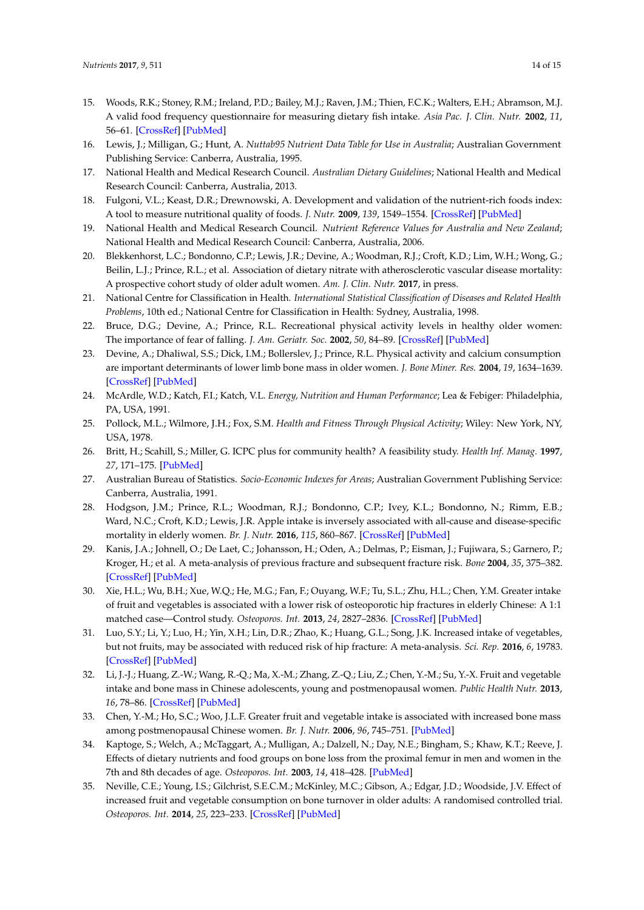15. Woods, R.K.; Stoney, R.M.; Ireland, P.D.; Bailey, M.J.; Raven, J.M.; Thien, F.C.K.; Walters, E.H.; Abramson, M.J. A valid food frequency questionnaire for measuring dietary fish intake. *Asia Pac. J. Clin. Nutr.* **2002**, *11*, 56–61. [CrossRef] [PubMed]
16. Lewis, J.; Milligan, G.; Hunt, A. *Nuttab95 Nutrient Data Table for Use in Australia*; Australian Government Publishing Service: Canberra, Australia, 1995.
17. National Health and Medical Research Council. *Australian Dietary Guidelines*; National Health and Medical Research Council: Canberra, Australia, 2013.
18. Fulgoni, V.L.; Keast, D.R.; Drewnowski, A. Development and validation of the nutrient-rich foods index: A tool to measure nutritional quality of foods. *J. Nutr.* **2009**, *139*, 1549–1554. [CrossRef] [PubMed]
19. National Health and Medical Research Council. *Nutrient Reference Values for Australia and New Zealand*; National Health and Medical Research Council: Canberra, Australia, 2006.
20. Blekkenhorst, L.C.; Bondonno, C.P.; Lewis, J.R.; Devine, A.; Woodman, R.J.; Croft, K.D.; Lim, W.H.; Wong, G.; Beilin, L.J.; Prince, R.L.; et al. Association of dietary nitrate with atherosclerotic vascular disease mortality: A prospective cohort study of older adult women. *Am. J. Clin. Nutr.* **2017**, in press.
21. National Centre for Classification in Health. *International Statistical Classification of Diseases and Related Health Problems*, 10th ed.; National Centre for Classification in Health: Sydney, Australia, 1998.
22. Bruce, D.G.; Devine, A.; Prince, R.L. Recreational physical activity levels in healthy older women: The importance of fear of falling. *J. Am. Geriatr. Soc.* **2002**, *50*, 84–89. [CrossRef] [PubMed]
23. Devine, A.; Dhaliwal, S.S.; Dick, I.M.; Bollerslev, J.; Prince, R.L. Physical activity and calcium consumption are important determinants of lower limb bone mass in older women. *J. Bone Miner. Res.* **2004**, *19*, 1634–1639. [CrossRef] [PubMed]
24. McArdle, W.D.; Katch, F.I.; Katch, V.L. *Energy, Nutrition and Human Performance*; Lea & Febiger: Philadelphia, PA, USA, 1991.
25. Pollock, M.L.; Wilmore, J.H.; Fox, S.M. *Health and Fitness Through Physical Activity*; Wiley: New York, NY, USA, 1978.
26. Britt, H.; Scahill, S.; Miller, G. ICPC plus for community health? A feasibility study. *Health Inf. Manag.* **1997**, *27*, 171–175. [PubMed]
27. Australian Bureau of Statistics. *Socio-Economic Indexes for Areas*; Australian Government Publishing Service: Canberra, Australia, 1991.
28. Hodgson, J.M.; Prince, R.L.; Woodman, R.J.; Bondonno, C.P.; Ivey, K.L.; Bondonno, N.; Rimm, E.B.; Ward, N.C.; Croft, K.D.; Lewis, J.R. Apple intake is inversely associated with all-cause and disease-specific mortality in elderly women. *Br. J. Nutr.* **2016**, *115*, 860–867. [CrossRef] [PubMed]
29. Kanis, J.A.; Johnell, O.; De Laet, C.; Johansson, H.; Oden, A.; Delmas, P.; Eisman, J.; Fujiwara, S.; Garnero, P.; Kroger, H.; et al. A meta-analysis of previous fracture and subsequent fracture risk. *Bone* **2004**, *35*, 375–382. [CrossRef] [PubMed]
30. Xie, H.L.; Wu, B.H.; Xue, W.Q.; He, M.G.; Fan, F.; Ouyang, W.F.; Tu, S.L.; Zhu, H.L.; Chen, Y.M. Greater intake of fruit and vegetables is associated with a lower risk of osteoporotic hip fractures in elderly Chinese: A 1:1 matched case—Control study. *Osteoporos. Int.* **2013**, *24*, 2827–2836. [CrossRef] [PubMed]
31. Luo, S.Y.; Li, Y.; Luo, H.; Yin, X.H.; Lin, D.R.; Zhao, K.; Huang, G.L.; Song, J.K. Increased intake of vegetables, but not fruits, may be associated with reduced risk of hip fracture: A meta-analysis. *Sci. Rep.* **2016**, *6*, 19783. [CrossRef] [PubMed]
32. Li, J.-J.; Huang, Z.-W.; Wang, R.-Q.; Ma, X.-M.; Zhang, Z.-Q.; Liu, Z.; Chen, Y.-M.; Su, Y.-X. Fruit and vegetable intake and bone mass in Chinese adolescents, young and postmenopausal women. *Public Health Nutr.* **2013**, *16*, 78–86. [CrossRef] [PubMed]
33. Chen, Y.-M.; Ho, S.C.; Woo, J.L.F. Greater fruit and vegetable intake is associated with increased bone mass among postmenopausal Chinese women. *Br. J. Nutr.* **2006**, *96*, 745–751. [PubMed]
34. Kaptoge, S.; Welch, A.; McTaggart, A.; Mulligan, A.; Dalzell, N.; Day, N.E.; Bingham, S.; Khaw, K.T.; Reeve, J. Effects of dietary nutrients and food groups on bone loss from the proximal femur in men and women in the 7th and 8th decades of age. *Osteoporos. Int.* **2003**, *14*, 418–428. [PubMed]
35. Neville, C.E.; Young, I.S.; Gilchrist, S.E.C.M.; McKinley, M.C.; Gibson, A.; Edgar, J.D.; Woodside, J.V. Effect of increased fruit and vegetable consumption on bone turnover in older adults: A randomised controlled trial. *Osteoporos. Int.* **2014**, *25*, 223–233. [CrossRef] [PubMed]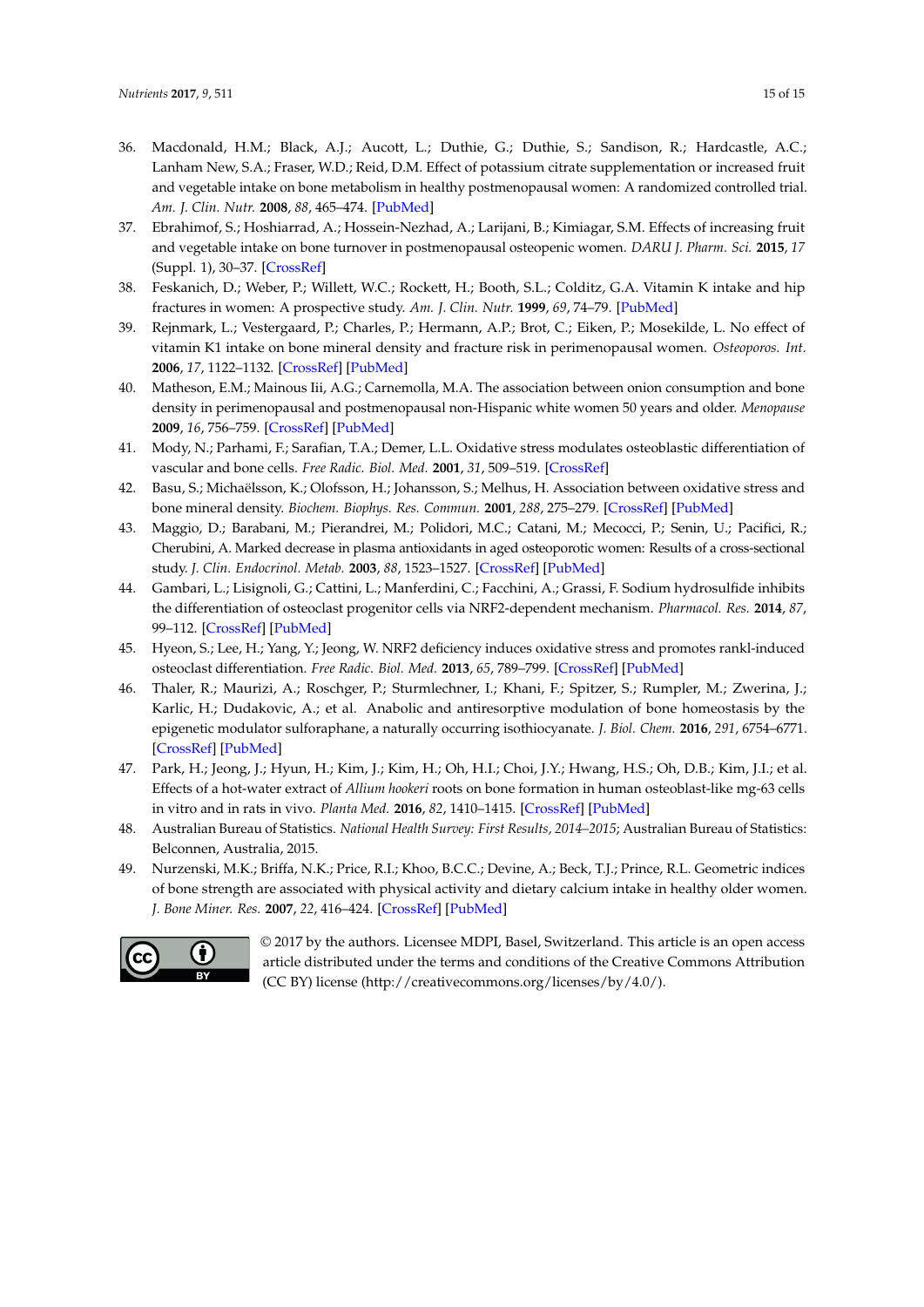36. Macdonald, H.M.; Black, A.J.; Aucott, L.; Duthie, G.; Duthie, S.; Sandison, R.; Hardcastle, A.C.; Lanham New, S.A.; Fraser, W.D.; Reid, D.M. Effect of potassium citrate supplementation or increased fruit and vegetable intake on bone metabolism in healthy postmenopausal women: A randomized controlled trial. *Am. J. Clin. Nutr.* **2008**, *88*, 465–474. [PubMed]
37. Ebrahimof, S.; Hoshiarrad, A.; Hossein-Nezhad, A.; Larijani, B.; Kimiagar, S.M. Effects of increasing fruit and vegetable intake on bone turnover in postmenopausal osteopenic women. *DARU J. Pharm. Sci.* **2015**, *17* (Suppl. 1), 30–37. [CrossRef]
38. Feskanich, D.; Weber, P.; Willett, W.C.; Rockett, H.; Booth, S.L.; Colditz, G.A. Vitamin K intake and hip fractures in women: A prospective study. *Am. J. Clin. Nutr.* **1999**, *69*, 74–79. [PubMed]
39. Rejnmark, L.; Vestergaard, P.; Charles, P.; Hermann, A.P.; Brot, C.; Eiken, P.; Mosekilde, L. No effect of vitamin K1 intake on bone mineral density and fracture risk in perimenopausal women. *Osteoporos. Int.* **2006**, *17*, 1122–1132. [CrossRef] [PubMed]
40. Matheson, E.M.; Mainous Iii, A.G.; Carnemolla, M.A. The association between onion consumption and bone density in perimenopausal and postmenopausal non-Hispanic white women 50 years and older. *Menopause* **2009**, *16*, 756–759. [CrossRef] [PubMed]
41. Mody, N.; Parhami, F.; Sarafian, T.A.; Demer, L.L. Oxidative stress modulates osteoblastic differentiation of vascular and bone cells. *Free Radic. Biol. Med.* **2001**, *31*, 509–519. [CrossRef]
42. Basu, S.; Michaëlsson, K.; Olofsson, H.; Johansson, S.; Melhus, H. Association between oxidative stress and bone mineral density. *Biochem. Biophys. Res. Commun.* **2001**, *288*, 275–279. [CrossRef] [PubMed]
43. Maggio, D.; Barabani, M.; Pierandrei, M.; Polidori, M.C.; Catani, M.; Mecocci, P.; Senin, U.; Pacifici, R.; Cherubini, A. Marked decrease in plasma antioxidants in aged osteoporotic women: Results of a cross-sectional study. *J. Clin. Endocrinol. Metab.* **2003**, *88*, 1523–1527. [CrossRef] [PubMed]
44. Gambari, L.; Lisignoli, G.; Cattini, L.; Manferdini, C.; Facchini, A.; Grassi, F. Sodium hydrosulfide inhibits the differentiation of osteoclast progenitor cells via NRF2-dependent mechanism. *Pharmacol. Res.* **2014**, *87*, 99–112. [CrossRef] [PubMed]
45. Hyeon, S.; Lee, H.; Yang, Y.; Jeong, W. NRF2 deficiency induces oxidative stress and promotes rankl-induced osteoclast differentiation. *Free Radic. Biol. Med.* **2013**, *65*, 789–799. [CrossRef] [PubMed]
46. Thaler, R.; Maurizi, A.; Roschger, P.; Sturmlechner, I.; Khani, F.; Spitzer, S.; Rumpler, M.; Zwerina, J.; Karlic, H.; Dudakovic, A.; et al. Anabolic and antiresorptive modulation of bone homeostasis by the epigenetic modulator sulforaphane, a naturally occurring isothiocyanate. *J. Biol. Chem.* **2016**, *291*, 6754–6771. [CrossRef] [PubMed]
47. Park, H.; Jeong, J.; Hyun, H.; Kim, J.; Kim, H.; Oh, H.I.; Choi, J.Y.; Hwang, H.S.; Oh, D.B.; Kim, J.I.; et al. Effects of a hot-water extract of *Allium hookeri* roots on bone formation in human osteoblast-like mg-63 cells in vitro and in rats in vivo. *Planta Med.* **2016**, *82*, 1410–1415. [CrossRef] [PubMed]
48. Australian Bureau of Statistics. *National Health Survey: First Results, 2014–2015*; Australian Bureau of Statistics: Belconnen, Australia, 2015.
49. Nurzenski, M.K.; Briffa, N.K.; Price, R.I.; Khoo, B.C.C.; Devine, A.; Beck, T.J.; Prince, R.L. Geometric indices of bone strength are associated with physical activity and dietary calcium intake in healthy older women. *J. Bone Miner. Res.* **2007**, *22*, 416–424. [CrossRef] [PubMed]

© 2017 by the authors. Licensee MDPI, Basel, Switzerland. This article is an open access article distributed under the terms and conditions of the Creative Commons Attribution (CC BY) license (http://creativecommons.org/licenses/by/4.0/).